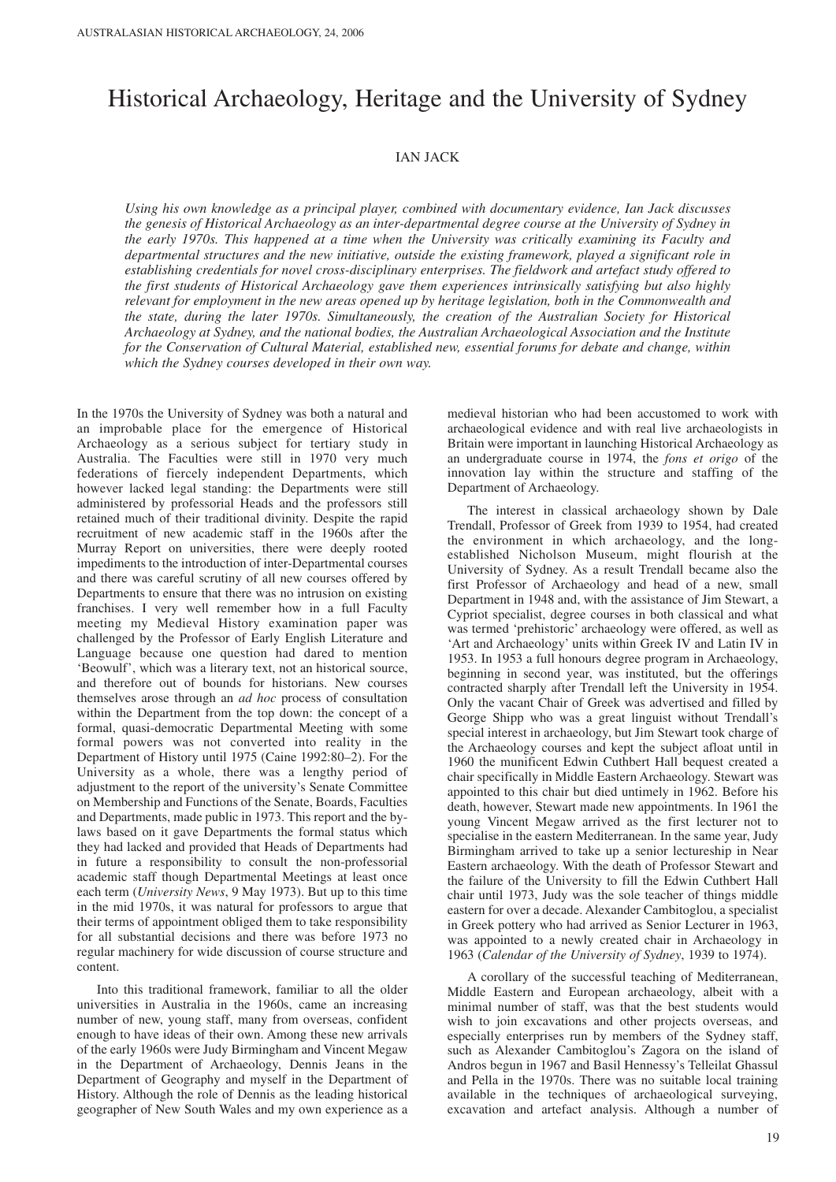# Historical Archaeology, Heritage and the University of Sydney

IAN JACK

*Using his own knowledge as a principal player, combined with documentary evidence, Ian Jack discusses the genesis of Historical Archaeology as an inter-departmental degree course at the University of Sydney in the early 1970s. This happened at a time when the University was critically examining its Faculty and departmental structures and the new initiative, outside the existing framework, played a significant role in establishing credentials for novel cross-disciplinary enterprises. The fieldwork and artefact study offered to the first students of Historical Archaeology gave them experiences intrinsically satisfying but also highly relevant for employment in the new areas opened up by heritage legislation, both in the Commonwealth and the state, during the later 1970s. Simultaneously, the creation of the Australian Society for Historical Archaeology at Sydney, and the national bodies, the Australian Archaeological Association and the Institute for the Conservation of Cultural Material, established new, essential forums for debate and change, within which the Sydney courses developed in their own way.*

In the 1970s the University of Sydney was both a natural and an improbable place for the emergence of Historical Archaeology as a serious subject for tertiary study in Australia. The Faculties were still in 1970 very much federations of fiercely independent Departments, which however lacked legal standing: the Departments were still administered by professorial Heads and the professors still retained much of their traditional divinity. Despite the rapid recruitment of new academic staff in the 1960s after the Murray Report on universities, there were deeply rooted impediments to the introduction of inter-Departmental courses and there was careful scrutiny of all new courses offered by Departments to ensure that there was no intrusion on existing franchises. I very well remember how in a full Faculty meeting my Medieval History examination paper was challenged by the Professor of Early English Literature and Language because one question had dared to mention 'Beowulf', which was a literary text, not an historical source, and therefore out of bounds for historians. New courses themselves arose through an *ad hoc* process of consultation within the Department from the top down: the concept of a formal, quasi-democratic Departmental Meeting with some formal powers was not converted into reality in the Department of History until 1975 (Caine 1992:80–2). For the University as a whole, there was a lengthy period of adjustment to the report of the university's Senate Committee on Membership and Functions of the Senate, Boards, Faculties and Departments, made public in 1973. This report and the by-laws based on it gave Departments the formal status which they had lacked and provided that Heads of Departments had in future a responsibility to consult the non-professorial academic staff though Departmental Meetings at least once each term (*University News*, 9 May 1973). But up to this time in the mid 1970s, it was natural for professors to argue that their terms of appointment obliged them to take responsibility for all substantial decisions and there was before 1973 no regular machinery for wide discussion of course structure and content.

Into this traditional framework, familiar to all the older universities in Australia in the 1960s, came an increasing number of new, young staff, many from overseas, confident enough to have ideas of their own. Among these new arrivals of the early 1960s were Judy Birmingham and Vincent Megaw in the Department of Archaeology, Dennis Jeans in the Department of Geography and myself in the Department of History. Although the role of Dennis as the leading historical geographer of New South Wales and my own experience as a medieval historian who had been accustomed to work with archaeological evidence and with real live archaeologists in Britain were important in launching Historical Archaeology as an undergraduate course in 1974, the *fons et origo* of the innovation lay within the structure and staffing of the Department of Archaeology.

The interest in classical archaeology shown by Dale Trendall, Professor of Greek from 1939 to 1954, had created the environment in which archaeology, and the long-established Nicholson Museum, might flourish at the University of Sydney. As a result Trendall became also the first Professor of Archaeology and head of a new, small Department in 1948 and, with the assistance of Jim Stewart, a Cypriot specialist, degree courses in both classical and what was termed 'prehistoric' archaeology were offered, as well as 'Art and Archaeology' units within Greek IV and Latin IV in 1953. In 1953 a full honours degree program in Archaeology, beginning in second year, was instituted, but the offerings contracted sharply after Trendall left the University in 1954. Only the vacant Chair of Greek was advertised and filled by George Shipp who was a great linguist without Trendall's special interest in archaeology, but Jim Stewart took charge of the Archaeology courses and kept the subject afloat until in 1960 the munificent Edwin Cuthbert Hall bequest created a chair specifically in Middle Eastern Archaeology. Stewart was appointed to this chair but died untimely in 1962. Before his death, however, Stewart made new appointments. In 1961 the young Vincent Megaw arrived as the first lecturer not to specialise in the eastern Mediterranean. In the same year, Judy Birmingham arrived to take up a senior lectureship in Near Eastern archaeology. With the death of Professor Stewart and the failure of the University to fill the Edwin Cuthbert Hall chair until 1973, Judy was the sole teacher of things middle eastern for over a decade. Alexander Cambitoglou, a specialist in Greek pottery who had arrived as Senior Lecturer in 1963, was appointed to a newly created chair in Archaeology in 1963 (*Calendar of the University of Sydney*, 1939 to 1974).

A corollary of the successful teaching of Mediterranean, Middle Eastern and European archaeology, albeit with a minimal number of staff, was that the best students would wish to join excavations and other projects overseas, and especially enterprises run by members of the Sydney staff, such as Alexander Cambitoglou's Zagora on the island of Andros begun in 1967 and Basil Hennessy's Telleilat Ghassul and Pella in the 1970s. There was no suitable local training available in the techniques of archaeological surveying, excavation and artefact analysis. Although a number of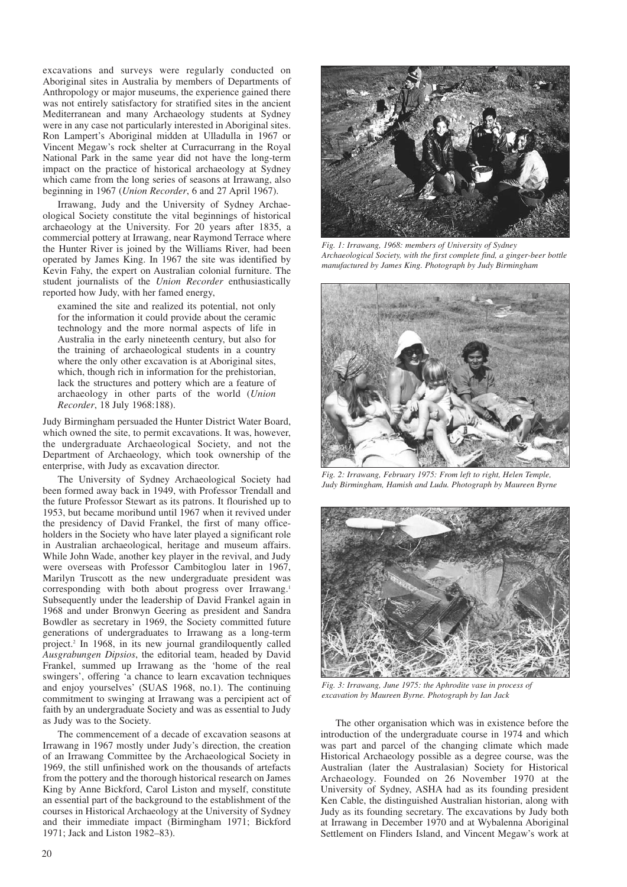excavations and surveys were regularly conducted on Aboriginal sites in Australia by members of Departments of Anthropology or major museums, the experience gained there was not entirely satisfactory for stratified sites in the ancient Mediterranean and many Archaeology students at Sydney were in any case not particularly interested in Aboriginal sites. Ron Lampert's Aboriginal midden at Ulladulla in 1967 or Vincent Megaw's rock shelter at Curracurrang in the Royal National Park in the same year did not have the long-term impact on the practice of historical archaeology at Sydney which came from the long series of seasons at Irrawang, also beginning in 1967 (*Union Recorder*, 6 and 27 April 1967).

Irrawang, Judy and the University of Sydney Archaeological Society constitute the vital beginnings of historical archaeology at the University. For 20 years after 1835, a commercial pottery at Irrawang, near Raymond Terrace where the Hunter River is joined by the Williams River, had been operated by James King. In 1967 the site was identified by Kevin Fahy, the expert on Australian colonial furniture. The student journalists of the *Union Recorder* enthusiastically reported how Judy, with her famed energy,

> examined the site and realized its potential, not only for the information it could provide about the ceramic technology and the more normal aspects of life in Australia in the early nineteenth century, but also for the training of archaeological students in a country where the only other excavation is at Aboriginal sites, which, though rich in information for the prehistorian, lack the structures and pottery which are a feature of archaeology in other parts of the world (*Union Recorder*, 18 July 1968:188).

Judy Birmingham persuaded the Hunter District Water Board, which owned the site, to permit excavations. It was, however, the undergraduate Archaeological Society, and not the Department of Archaeology, which took ownership of the enterprise, with Judy as excavation director.

The University of Sydney Archaeological Society had been formed away back in 1949, with Professor Trendall and the future Professor Stewart as its patrons. It flourished up to 1953, but became moribund until 1967 when it revived under the presidency of David Frankel, the first of many office-holders in the Society who have later played a significant role in Australian archaeological, heritage and museum affairs. While John Wade, another key player in the revival, and Judy were overseas with Professor Cambitoglou later in 1967, Marilyn Truscott as the new undergraduate president was corresponding with both about progress over Irrawang.[1] Subsequently under the leadership of David Frankel again in 1968 and under Bronwyn Geering as president and Sandra Bowdler as secretary in 1969, the Society committed future generations of undergraduates to Irrawang as a long-term project.[2] In 1968, in its new journal grandiloquently called *Ausgrabungen Dipsios*, the editorial team, headed by David Frankel, summed up Irrawang as the 'home of the real swingers', offering 'a chance to learn excavation techniques and enjoy yourselves' (SUAS 1968, no.1). The continuing commitment to swinging at Irrawang was a percipient act of faith by an undergraduate Society and was as essential to Judy as Judy was to the Society.

The commencement of a decade of excavation seasons at Irrawang in 1967 mostly under Judy's direction, the creation of an Irrawang Committee by the Archaeological Society in 1969, the still unfinished work on the thousands of artefacts from the pottery and the thorough historical research on James King by Anne Bickford, Carol Liston and myself, constitute an essential part of the background to the establishment of the courses in Historical Archaeology at the University of Sydney and their immediate impact (Birmingham 1971; Bickford 1971; Jack and Liston 1982–83).

*Fig. 1: Irrawang, 1968: members of University of Sydney Archaeological Society, with the first complete find, a ginger-beer bottle manufactured by James King. Photograph by Judy Birmingham*

*Fig. 2: Irrawang, February 1975: From left to right, Helen Temple, Judy Birmingham, Hamish and Ludu. Photograph by Maureen Byrne*

*Fig. 3: Irrawang, June 1975: the Aphrodite vase in process of excavation by Maureen Byrne. Photograph by Ian Jack*

The other organisation which was in existence before the introduction of the undergraduate course in 1974 and which was part and parcel of the changing climate which made Historical Archaeology possible as a degree course, was the Australian (later the Australasian) Society for Historical Archaeology. Founded on 26 November 1970 at the University of Sydney, ASHA had as its founding president Ken Cable, the distinguished Australian historian, along with Judy as its founding secretary. The excavations by Judy both at Irrawang in December 1970 and at Wybalenna Aboriginal Settlement on Flinders Island, and Vincent Megaw's work at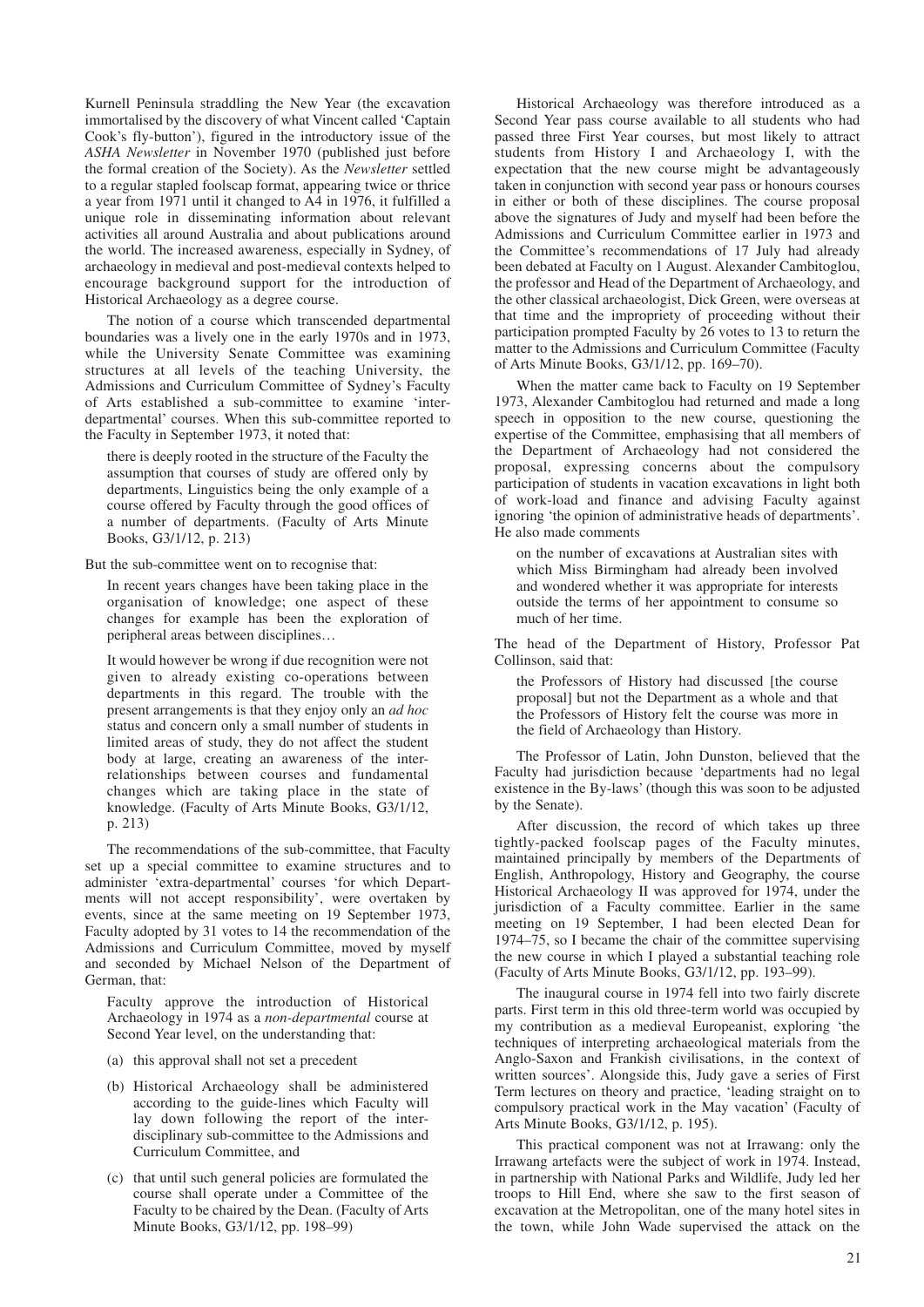Kurnell Peninsula straddling the New Year (the excavation immortalised by the discovery of what Vincent called 'Captain Cook's fly-button'), figured in the introductory issue of the *ASHA Newsletter* in November 1970 (published just before the formal creation of the Society). As the *Newsletter* settled to a regular stapled foolscap format, appearing twice or thrice a year from 1971 until it changed to A4 in 1976, it fulfilled a unique role in disseminating information about relevant activities all around Australia and about publications around the world. The increased awareness, especially in Sydney, of archaeology in medieval and post-medieval contexts helped to encourage background support for the introduction of Historical Archaeology as a degree course.

The notion of a course which transcended departmental boundaries was a lively one in the early 1970s and in 1973, while the University Senate Committee was examining structures at all levels of the teaching University, the Admissions and Curriculum Committee of Sydney's Faculty of Arts established a sub-committee to examine 'inter-departmental' courses. When this sub-committee reported to the Faculty in September 1973, it noted that:

> there is deeply rooted in the structure of the Faculty the assumption that courses of study are offered only by departments, Linguistics being the only example of a course offered by Faculty through the good offices of a number of departments. (Faculty of Arts Minute Books, G3/1/12, p. 213)

But the sub-committee went on to recognise that:

> In recent years changes have been taking place in the organisation of knowledge; one aspect of these changes for example has been the exploration of peripheral areas between disciplines…
>
> It would however be wrong if due recognition were not given to already existing co-operations between departments in this regard. The trouble with the present arrangements is that they enjoy only an *ad hoc* status and concern only a small number of students in limited areas of study, they do not affect the student body at large, creating an awareness of the inter-relationships between courses and fundamental changes which are taking place in the state of knowledge. (Faculty of Arts Minute Books, G3/1/12, p. 213)

The recommendations of the sub-committee, that Faculty set up a special committee to examine structures and to administer 'extra-departmental' courses 'for which Departments will not accept responsibility', were overtaken by events, since at the same meeting on 19 September 1973, Faculty adopted by 31 votes to 14 the recommendation of the Admissions and Curriculum Committee, moved by myself and seconded by Michael Nelson of the Department of German, that:

> Faculty approve the introduction of Historical Archaeology in 1974 as a *non-departmental* course at Second Year level, on the understanding that:
>
> (a) this approval shall not set a precedent
>
> (b) Historical Archaeology shall be administered according to the guide-lines which Faculty will lay down following the report of the inter-disciplinary sub-committee to the Admissions and Curriculum Committee, and
>
> (c) that until such general policies are formulated the course shall operate under a Committee of the Faculty to be chaired by the Dean. (Faculty of Arts Minute Books, G3/1/12, pp. 198–99)

Historical Archaeology was therefore introduced as a Second Year pass course available to all students who had passed three First Year courses, but most likely to attract students from History I and Archaeology I, with the expectation that the new course might be advantageously taken in conjunction with second year pass or honours courses in either or both of these disciplines. The course proposal above the signatures of Judy and myself had been before the Admissions and Curriculum Committee earlier in 1973 and the Committee's recommendations of 17 July had already been debated at Faculty on 1 August. Alexander Cambitoglou, the professor and Head of the Department of Archaeology, and the other classical archaeologist, Dick Green, were overseas at that time and the impropriety of proceeding without their participation prompted Faculty by 26 votes to 13 to return the matter to the Admissions and Curriculum Committee (Faculty of Arts Minute Books, G3/1/12, pp. 169–70).

When the matter came back to Faculty on 19 September 1973, Alexander Cambitoglou had returned and made a long speech in opposition to the new course, questioning the expertise of the Committee, emphasising that all members of the Department of Archaeology had not considered the proposal, expressing concerns about the compulsory participation of students in vacation excavations in light both of work-load and finance and advising Faculty against ignoring 'the opinion of administrative heads of departments'. He also made comments

> on the number of excavations at Australian sites with which Miss Birmingham had already been involved and wondered whether it was appropriate for interests outside the terms of her appointment to consume so much of her time.

The head of the Department of History, Professor Pat Collinson, said that:

> the Professors of History had discussed [the course proposal] but not the Department as a whole and that the Professors of History felt the course was more in the field of Archaeology than History.

The Professor of Latin, John Dunston, believed that the Faculty had jurisdiction because 'departments had no legal existence in the By-laws' (though this was soon to be adjusted by the Senate).

After discussion, the record of which takes up three tightly-packed foolscap pages of the Faculty minutes, maintained principally by members of the Departments of English, Anthropology, History and Geography, the course Historical Archaeology II was approved for 1974, under the jurisdiction of a Faculty committee. Earlier in the same meeting on 19 September, I had been elected Dean for 1974–75, so I became the chair of the committee supervising the new course in which I played a substantial teaching role (Faculty of Arts Minute Books, G3/1/12, pp. 193–99).

The inaugural course in 1974 fell into two fairly discrete parts. First term in this old three-term world was occupied by my contribution as a medieval Europeanist, exploring 'the techniques of interpreting archaeological materials from the Anglo-Saxon and Frankish civilisations, in the context of written sources'. Alongside this, Judy gave a series of First Term lectures on theory and practice, 'leading straight on to compulsory practical work in the May vacation' (Faculty of Arts Minute Books, G3/1/12, p. 195).

This practical component was not at Irrawang: only the Irrawang artefacts were the subject of work in 1974. Instead, in partnership with National Parks and Wildlife, Judy led her troops to Hill End, where she saw to the first season of excavation at the Metropolitan, one of the many hotel sites in the town, while John Wade supervised the attack on the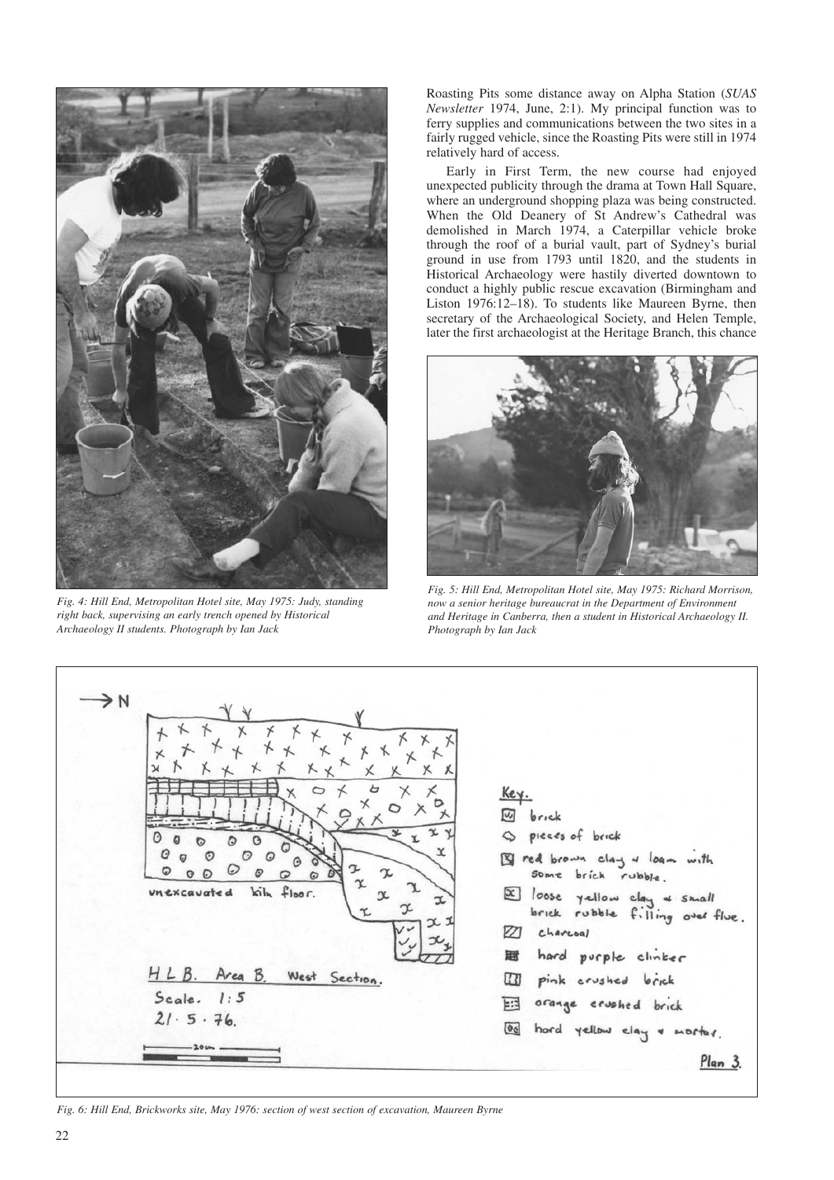Fig. 4: Hill End, Metropolitan Hotel site, May 1975: Judy, standing right back, supervising an early trench opened by Historical Archaeology II students. Photograph by Ian Jack

Roasting Pits some distance away on Alpha Station (*SUAS Newsletter* 1974, June, 2:1). My principal function was to ferry supplies and communications between the two sites in a fairly rugged vehicle, since the Roasting Pits were still in 1974 relatively hard of access.

Early in First Term, the new course had enjoyed unexpected publicity through the drama at Town Hall Square, where an underground shopping plaza was being constructed. When the Old Deanery of St Andrew's Cathedral was demolished in March 1974, a Caterpillar vehicle broke through the roof of a burial vault, part of Sydney's burial ground in use from 1793 until 1820, and the students in Historical Archaeology were hastily diverted downtown to conduct a highly public rescue excavation (Birmingham and Liston 1976:12–18). To students like Maureen Byrne, then secretary of the Archaeological Society, and Helen Temple, later the first archaeologist at the Heritage Branch, this chance

Fig. 5: Hill End, Metropolitan Hotel site, May 1975: Richard Morrison, now a senior heritage bureaucrat in the Department of Environment and Heritage in Canberra, then a student in Historical Archaeology II. Photograph by Ian Jack

→ N

unexcavated kiln floor.

HLB. Area B. West Section.
Scale. 1:5
21.5.76.

20cm

Key.
brick
pieces of brick
red brown clay + loam with some brick rubble.
loose yellow clay + small brick rubble filling over flue.
charcoal
hard purple clinker
pink crushed brick
orange crushed brick
hard yellow clay + mortar.

Plan 3.

Fig. 6: Hill End, Brickworks site, May 1976: section of west section of excavation, Maureen Byrne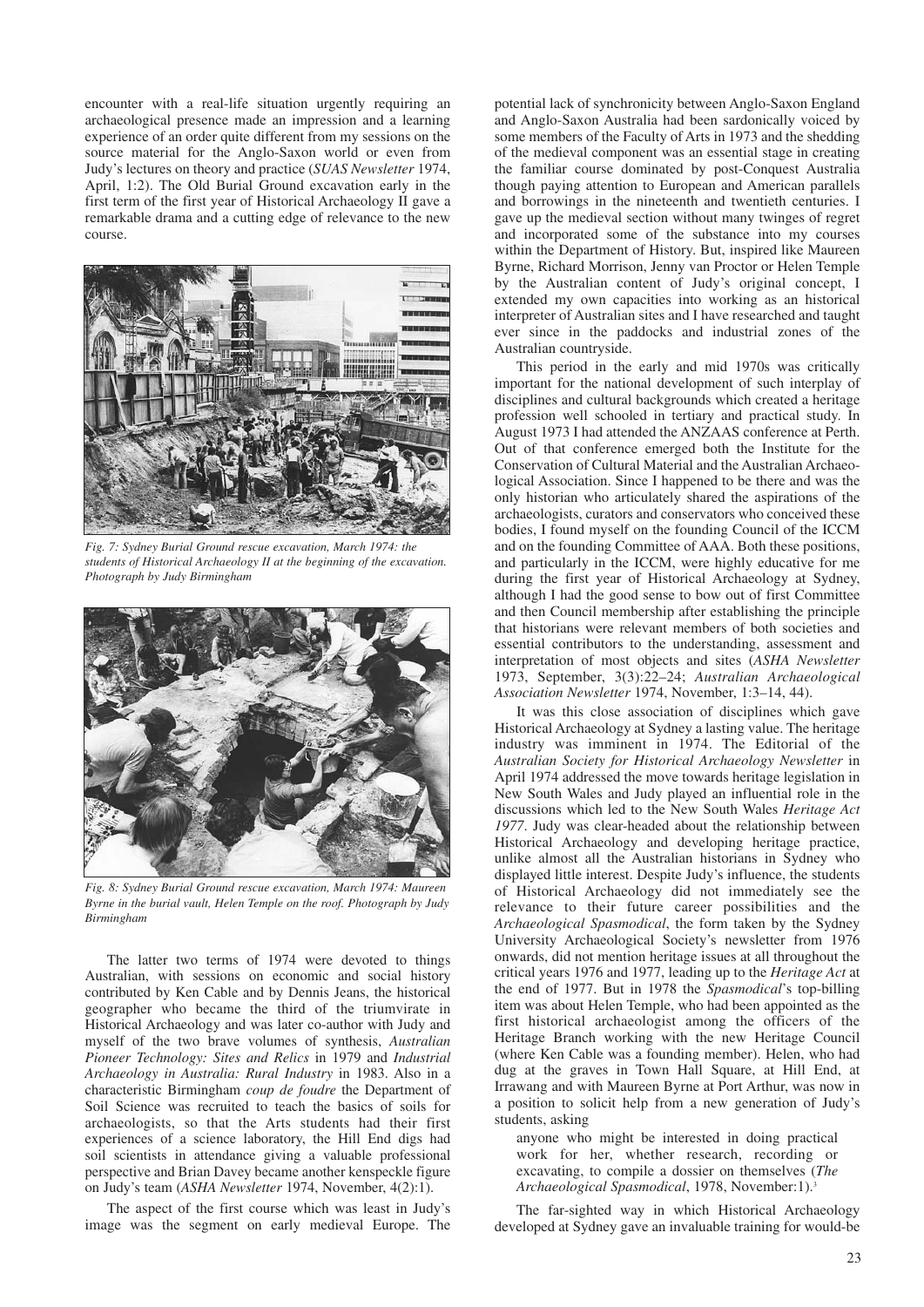encounter with a real-life situation urgently requiring an archaeological presence made an impression and a learning experience of an order quite different from my sessions on the source material for the Anglo-Saxon world or even from Judy's lectures on theory and practice (*SUAS Newsletter* 1974, April, 1:2). The Old Burial Ground excavation early in the first term of the first year of Historical Archaeology II gave a remarkable drama and a cutting edge of relevance to the new course.

*Fig. 7: Sydney Burial Ground rescue excavation, March 1974: the students of Historical Archaeology II at the beginning of the excavation. Photograph by Judy Birmingham*

*Fig. 8: Sydney Burial Ground rescue excavation, March 1974: Maureen Byrne in the burial vault, Helen Temple on the roof. Photograph by Judy Birmingham*

The latter two terms of 1974 were devoted to things Australian, with sessions on economic and social history contributed by Ken Cable and by Dennis Jeans, the historical geographer who became the third of the triumvirate in Historical Archaeology and was later co-author with Judy and myself of the two brave volumes of synthesis, *Australian Pioneer Technology: Sites and Relics* in 1979 and *Industrial Archaeology in Australia: Rural Industry* in 1983. Also in a characteristic Birmingham *coup de foudre* the Department of Soil Science was recruited to teach the basics of soils for archaeologists, so that the Arts students had their first experiences of a science laboratory, the Hill End digs had soil scientists in attendance giving a valuable professional perspective and Brian Davey became another kenspeckle figure on Judy's team (*ASHA Newsletter* 1974, November, 4(2):1).

The aspect of the first course which was least in Judy's image was the segment on early medieval Europe. The potential lack of synchronicity between Anglo-Saxon England and Anglo-Saxon Australia had been sardonically voiced by some members of the Faculty of Arts in 1973 and the shedding of the medieval component was an essential stage in creating the familiar course dominated by post-Conquest Australia though paying attention to European and American parallels and borrowings in the nineteenth and twentieth centuries. I gave up the medieval section without many twinges of regret and incorporated some of the substance into my courses within the Department of History. But, inspired like Maureen Byrne, Richard Morrison, Jenny van Proctor or Helen Temple by the Australian content of Judy's original concept, I extended my own capacities into working as an historical interpreter of Australian sites and I have researched and taught ever since in the paddocks and industrial zones of the Australian countryside.

This period in the early and mid 1970s was critically important for the national development of such interplay of disciplines and cultural backgrounds which created a heritage profession well schooled in tertiary and practical study. In August 1973 I had attended the ANZAAS conference at Perth. Out of that conference emerged both the Institute for the Conservation of Cultural Material and the Australian Archaeological Association. Since I happened to be there and was the only historian who articulately shared the aspirations of the archaeologists, curators and conservators who conceived these bodies, I found myself on the founding Council of the ICCM and on the founding Committee of AAA. Both these positions, and particularly in the ICCM, were highly educative for me during the first year of Historical Archaeology at Sydney, although I had the good sense to bow out of first Committee and then Council membership after establishing the principle that historians were relevant members of both societies and essential contributors to the understanding, assessment and interpretation of most objects and sites (*ASHA Newsletter* 1973, September, 3(3):22–24; *Australian Archaeological Association Newsletter* 1974, November, 1:3–14, 44).

It was this close association of disciplines which gave Historical Archaeology at Sydney a lasting value. The heritage industry was imminent in 1974. The Editorial of the *Australian Society for Historical Archaeology Newsletter* in April 1974 addressed the move towards heritage legislation in New South Wales and Judy played an influential role in the discussions which led to the New South Wales *Heritage Act 1977*. Judy was clear-headed about the relationship between Historical Archaeology and developing heritage practice, unlike almost all the Australian historians in Sydney who displayed little interest. Despite Judy's influence, the students of Historical Archaeology did not immediately see the relevance to their future career possibilities and the *Archaeological Spasmodical*, the form taken by the Sydney University Archaeological Society's newsletter from 1976 onwards, did not mention heritage issues at all throughout the critical years 1976 and 1977, leading up to the *Heritage Act* at the end of 1977. But in 1978 the *Spasmodical*'s top-billing item was about Helen Temple, who had been appointed as the first historical archaeologist among the officers of the Heritage Branch working with the new Heritage Council (where Ken Cable was a founding member). Helen, who had dug at the graves in Town Hall Square, at Hill End, at Irrawang and with Maureen Byrne at Port Arthur, was now in a position to solicit help from a new generation of Judy's students, asking

> anyone who might be interested in doing practical work for her, whether research, recording or excavating, to compile a dossier on themselves (*The Archaeological Spasmodical*, 1978, November:1).[3]

The far-sighted way in which Historical Archaeology developed at Sydney gave an invaluable training for would-be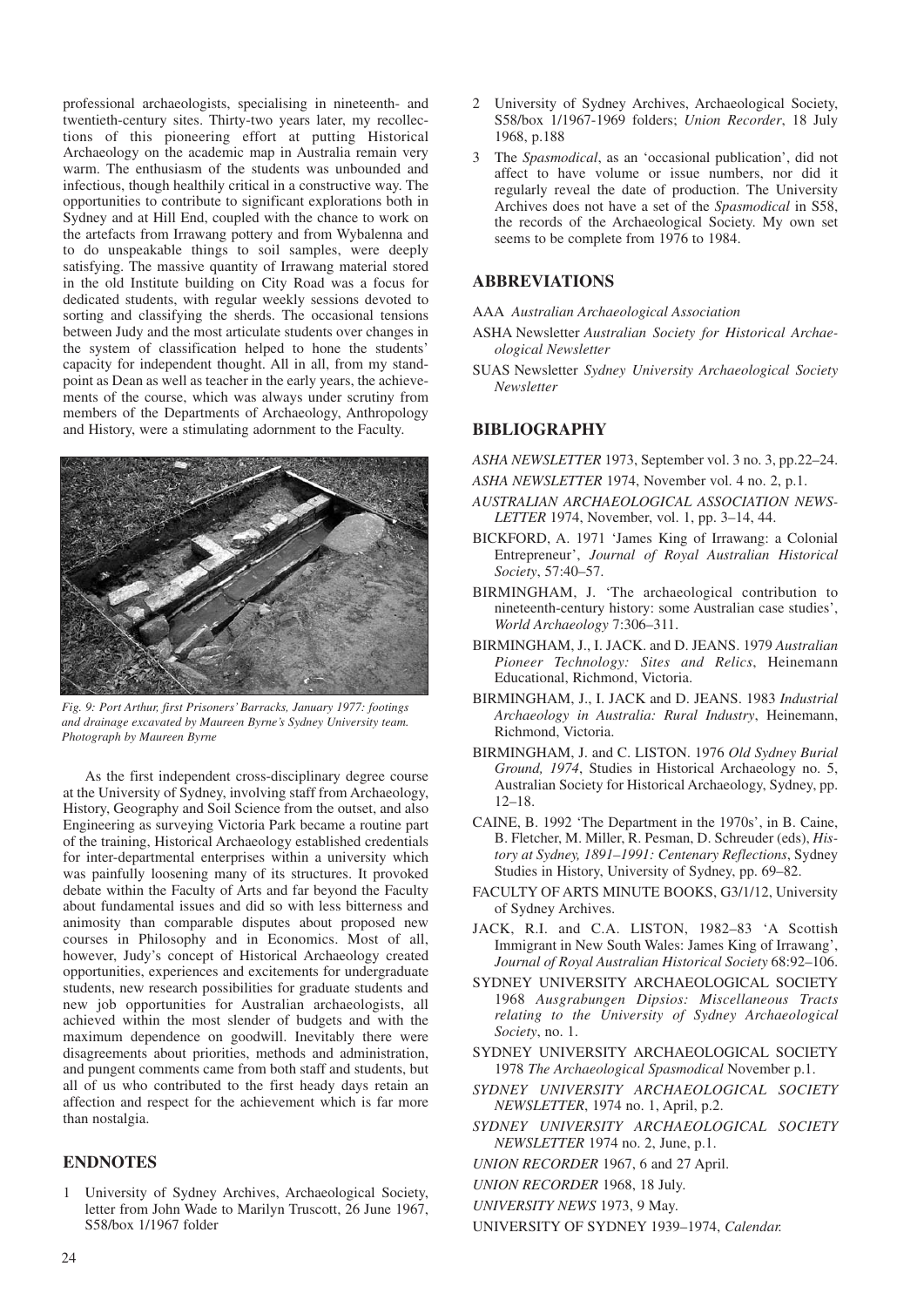professional archaeologists, specialising in nineteenth- and twentieth-century sites. Thirty-two years later, my recollections of this pioneering effort at putting Historical Archaeology on the academic map in Australia remain very warm. The enthusiasm of the students was unbounded and infectious, though healthily critical in a constructive way. The opportunities to contribute to significant explorations both in Sydney and at Hill End, coupled with the chance to work on the artefacts from Irrawang pottery and from Wybalenna and to do unspeakable things to soil samples, were deeply satisfying. The massive quantity of Irrawang material stored in the old Institute building on City Road was a focus for dedicated students, with regular weekly sessions devoted to sorting and classifying the sherds. The occasional tensions between Judy and the most articulate students over changes in the system of classification helped to hone the students' capacity for independent thought. All in all, from my standpoint as Dean as well as teacher in the early years, the achievements of the course, which was always under scrutiny from members of the Departments of Archaeology, Anthropology and History, were a stimulating adornment to the Faculty.

*Fig. 9: Port Arthur, first Prisoners' Barracks, January 1977: footings and drainage excavated by Maureen Byrne's Sydney University team. Photograph by Maureen Byrne*

As the first independent cross-disciplinary degree course at the University of Sydney, involving staff from Archaeology, History, Geography and Soil Science from the outset, and also Engineering as surveying Victoria Park became a routine part of the training, Historical Archaeology established credentials for inter-departmental enterprises within a university which was painfully loosening many of its structures. It provoked debate within the Faculty of Arts and far beyond the Faculty about fundamental issues and did so with less bitterness and animosity than comparable disputes about proposed new courses in Philosophy and in Economics. Most of all, however, Judy's concept of Historical Archaeology created opportunities, experiences and excitements for undergraduate students, new research possibilities for graduate students and new job opportunities for Australian archaeologists, all achieved within the most slender of budgets and with the maximum dependence on goodwill. Inevitably there were disagreements about priorities, methods and administration, and pungent comments came from both staff and students, but all of us who contributed to the first heady days retain an affection and respect for the achievement which is far more than nostalgia.

## ENDNOTES

1. University of Sydney Archives, Archaeological Society, letter from John Wade to Marilyn Truscott, 26 June 1967, S58/box 1/1967 folder
2. University of Sydney Archives, Archaeological Society, S58/box 1/1967-1969 folders; *Union Recorder*, 18 July 1968, p.188
3. The *Spasmodical*, as an 'occasional publication', did not affect to have volume or issue numbers, nor did it regularly reveal the date of production. The University Archives does not have a set of the *Spasmodical* in S58, the records of the Archaeological Society. My own set seems to be complete from 1976 to 1984.

## ABBREVIATIONS

AAA *Australian Archaeological Association*

ASHA Newsletter *Australian Society for Historical Archaeological Newsletter*

SUAS Newsletter *Sydney University Archaeological Society Newsletter*

## BIBLIOGRAPHY

*ASHA NEWSLETTER* 1973, September vol. 3 no. 3, pp.22–24.

*ASHA NEWSLETTER* 1974, November vol. 4 no. 2, p.1.

*AUSTRALIAN ARCHAEOLOGICAL ASSOCIATION NEWSLETTER* 1974, November, vol. 1, pp. 3–14, 44.

BICKFORD, A. 1971 'James King of Irrawang: a Colonial Entrepreneur', *Journal of Royal Australian Historical Society*, 57:40–57.

BIRMINGHAM, J. 'The archaeological contribution to nineteenth-century history: some Australian case studies', *World Archaeology* 7:306–311.

BIRMINGHAM, J., I. JACK. and D. JEANS. 1979 *Australian Pioneer Technology: Sites and Relics*, Heinemann Educational, Richmond, Victoria.

BIRMINGHAM, J., I. JACK and D. JEANS. 1983 *Industrial Archaeology in Australia: Rural Industry*, Heinemann, Richmond, Victoria.

BIRMINGHAM, J. and C. LISTON. 1976 *Old Sydney Burial Ground, 1974*, Studies in Historical Archaeology no. 5, Australian Society for Historical Archaeology, Sydney, pp. 12–18.

CAINE, B. 1992 'The Department in the 1970s', in B. Caine, B. Fletcher, M. Miller, R. Pesman, D. Schreuder (eds), *History at Sydney, 1891–1991: Centenary Reflections*, Sydney Studies in History, University of Sydney, pp. 69–82.

FACULTY OF ARTS MINUTE BOOKS, G3/1/12, University of Sydney Archives.

JACK, R.I. and C.A. LISTON, 1982–83 'A Scottish Immigrant in New South Wales: James King of Irrawang', *Journal of Royal Australian Historical Society* 68:92–106.

SYDNEY UNIVERSITY ARCHAEOLOGICAL SOCIETY 1968 *Ausgrabungen Dipsios: Miscellaneous Tracts relating to the University of Sydney Archaeological Society*, no. 1.

SYDNEY UNIVERSITY ARCHAEOLOGICAL SOCIETY 1978 *The Archaeological Spasmodical* November p.1.

*SYDNEY UNIVERSITY ARCHAEOLOGICAL SOCIETY NEWSLETTER*, 1974 no. 1, April, p.2.

*SYDNEY UNIVERSITY ARCHAEOLOGICAL SOCIETY NEWSLETTER* 1974 no. 2, June, p.1.

*UNION RECORDER* 1967, 6 and 27 April.

*UNION RECORDER* 1968, 18 July.

*UNIVERSITY NEWS* 1973, 9 May.

UNIVERSITY OF SYDNEY 1939–1974, *Calendar.*